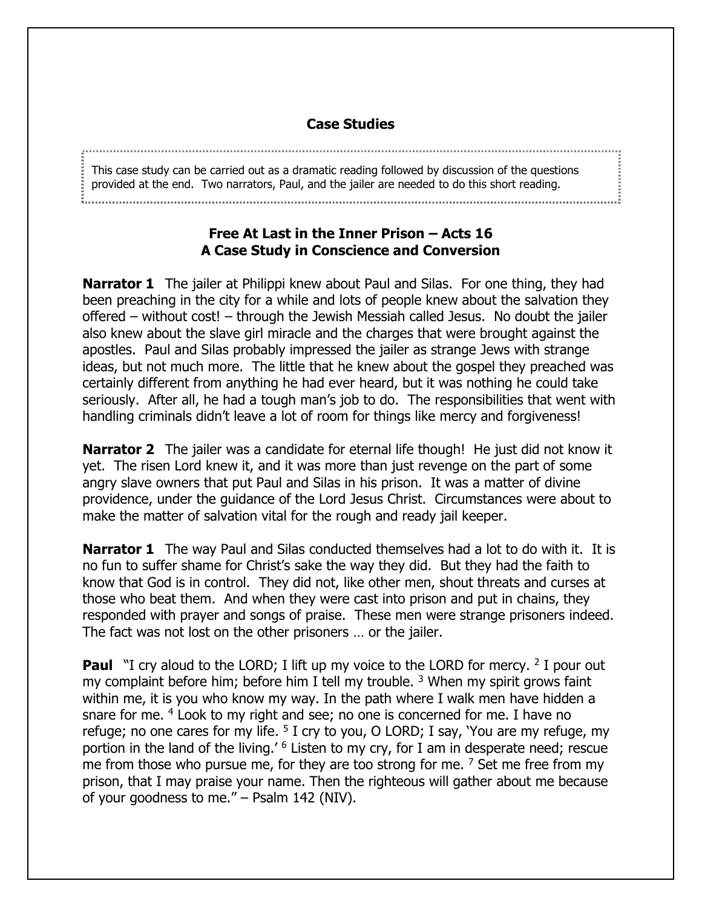## Case Studies

This case study can be carried out as a dramatic reading followed by discussion of the questions provided at the end. Two narrators, Paul, and the jailer are needed to do this short reading.

### Free At Last in the Inner Prison – Acts 16
### A Case Study in Conscience and Conversion

**Narrator 1** The jailer at Philippi knew about Paul and Silas. For one thing, they had been preaching in the city for a while and lots of people knew about the salvation they offered – without cost! – through the Jewish Messiah called Jesus. No doubt the jailer also knew about the slave girl miracle and the charges that were brought against the apostles. Paul and Silas probably impressed the jailer as strange Jews with strange ideas, but not much more. The little that he knew about the gospel they preached was certainly different from anything he had ever heard, but it was nothing he could take seriously. After all, he had a tough man's job to do. The responsibilities that went with handling criminals didn't leave a lot of room for things like mercy and forgiveness!

**Narrator 2** The jailer was a candidate for eternal life though! He just did not know it yet. The risen Lord knew it, and it was more than just revenge on the part of some angry slave owners that put Paul and Silas in his prison. It was a matter of divine providence, under the guidance of the Lord Jesus Christ. Circumstances were about to make the matter of salvation vital for the rough and ready jail keeper.

**Narrator 1** The way Paul and Silas conducted themselves had a lot to do with it. It is no fun to suffer shame for Christ's sake the way they did. But they had the faith to know that God is in control. They did not, like other men, shout threats and curses at those who beat them. And when they were cast into prison and put in chains, they responded with prayer and songs of praise. These men were strange prisoners indeed. The fact was not lost on the other prisoners … or the jailer.

**Paul** "I cry aloud to the LORD; I lift up my voice to the LORD for mercy. [2] I pour out my complaint before him; before him I tell my trouble. [3] When my spirit grows faint within me, it is you who know my way. In the path where I walk men have hidden a snare for me. [4] Look to my right and see; no one is concerned for me. I have no refuge; no one cares for my life. [5] I cry to you, O LORD; I say, 'You are my refuge, my portion in the land of the living.' [6] Listen to my cry, for I am in desperate need; rescue me from those who pursue me, for they are too strong for me. [7] Set me free from my prison, that I may praise your name. Then the righteous will gather about me because of your goodness to me." – Psalm 142 (NIV).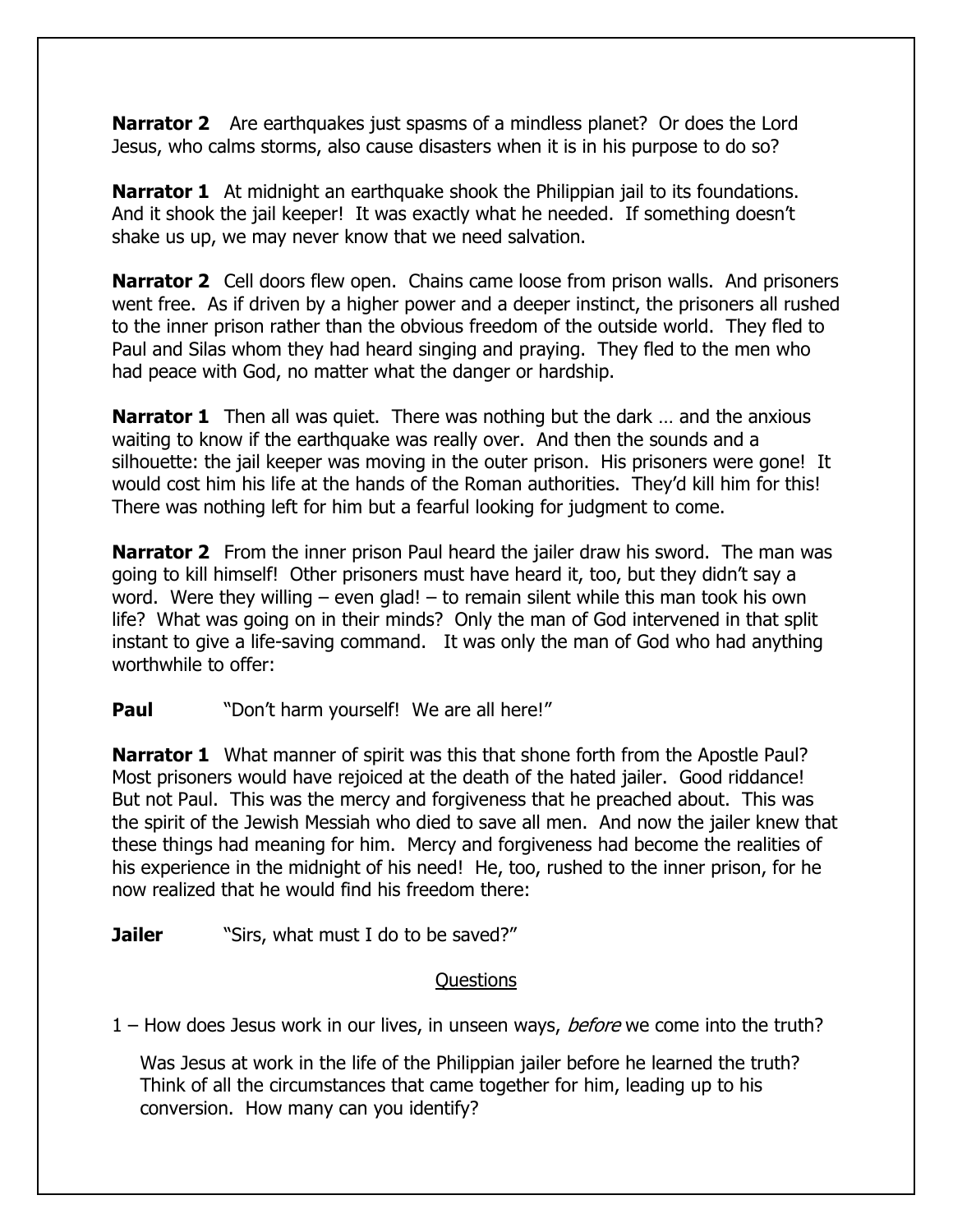**Narrator 2** Are earthquakes just spasms of a mindless planet? Or does the Lord Jesus, who calms storms, also cause disasters when it is in his purpose to do so?

**Narrator 1** At midnight an earthquake shook the Philippian jail to its foundations. And it shook the jail keeper! It was exactly what he needed. If something doesn't shake us up, we may never know that we need salvation.

**Narrator 2** Cell doors flew open. Chains came loose from prison walls. And prisoners went free. As if driven by a higher power and a deeper instinct, the prisoners all rushed to the inner prison rather than the obvious freedom of the outside world. They fled to Paul and Silas whom they had heard singing and praying. They fled to the men who had peace with God, no matter what the danger or hardship.

**Narrator 1** Then all was quiet. There was nothing but the dark … and the anxious waiting to know if the earthquake was really over. And then the sounds and a silhouette: the jail keeper was moving in the outer prison. His prisoners were gone! It would cost him his life at the hands of the Roman authorities. They'd kill him for this! There was nothing left for him but a fearful looking for judgment to come.

**Narrator 2** From the inner prison Paul heard the jailer draw his sword. The man was going to kill himself! Other prisoners must have heard it, too, but they didn't say a word. Were they willing – even glad! – to remain silent while this man took his own life? What was going on in their minds? Only the man of God intervened in that split instant to give a life-saving command. It was only the man of God who had anything worthwhile to offer:

**Paul** "Don't harm yourself! We are all here!"

**Narrator 1** What manner of spirit was this that shone forth from the Apostle Paul? Most prisoners would have rejoiced at the death of the hated jailer. Good riddance! But not Paul. This was the mercy and forgiveness that he preached about. This was the spirit of the Jewish Messiah who died to save all men. And now the jailer knew that these things had meaning for him. Mercy and forgiveness had become the realities of his experience in the midnight of his need! He, too, rushed to the inner prison, for he now realized that he would find his freedom there:

**Jailer** "Sirs, what must I do to be saved?"

## Questions

1 – How does Jesus work in our lives, in unseen ways, *before* we come into the truth?

Was Jesus at work in the life of the Philippian jailer before he learned the truth? Think of all the circumstances that came together for him, leading up to his conversion. How many can you identify?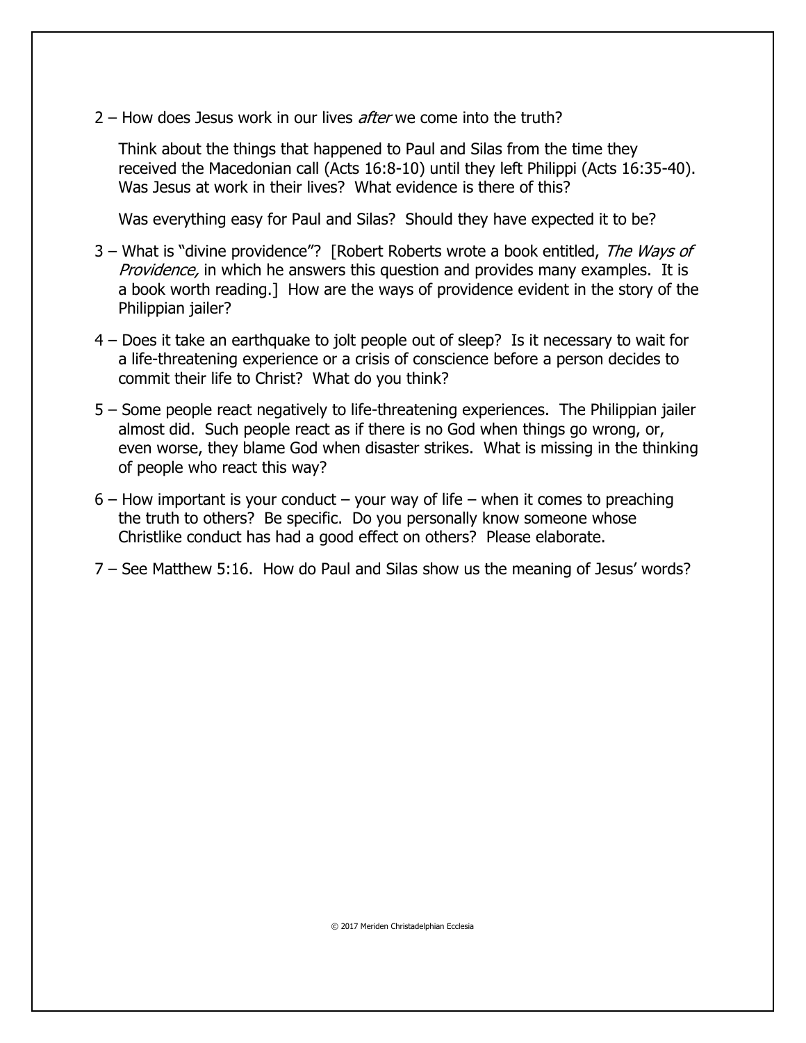2 – How does Jesus work in our lives *after* we come into the truth?

Think about the things that happened to Paul and Silas from the time they received the Macedonian call (Acts 16:8-10) until they left Philippi (Acts 16:35-40). Was Jesus at work in their lives? What evidence is there of this?

Was everything easy for Paul and Silas? Should they have expected it to be?

3 – What is "divine providence"? [Robert Roberts wrote a book entitled, *The Ways of Providence,* in which he answers this question and provides many examples. It is a book worth reading.] How are the ways of providence evident in the story of the Philippian jailer?

4 – Does it take an earthquake to jolt people out of sleep? Is it necessary to wait for a life-threatening experience or a crisis of conscience before a person decides to commit their life to Christ? What do you think?

5 – Some people react negatively to life-threatening experiences. The Philippian jailer almost did. Such people react as if there is no God when things go wrong, or, even worse, they blame God when disaster strikes. What is missing in the thinking of people who react this way?

6 – How important is your conduct – your way of life – when it comes to preaching the truth to others? Be specific. Do you personally know someone whose Christlike conduct has had a good effect on others? Please elaborate.

7 – See Matthew 5:16. How do Paul and Silas show us the meaning of Jesus' words?

© 2017 Meriden Christadelphian Ecclesia